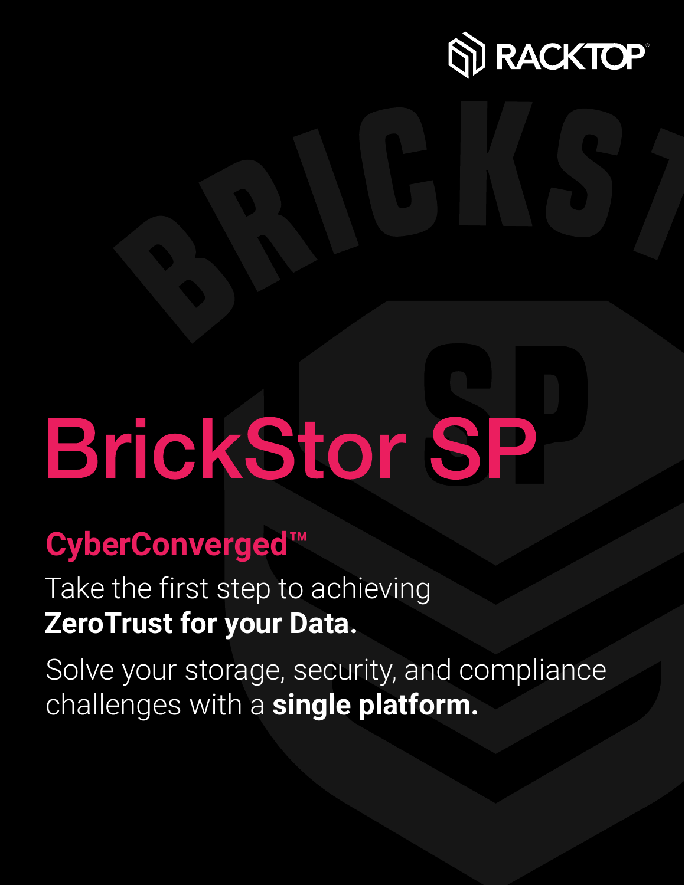RACKTOP

# BrickStor SP

## CyberConverged™

Take the first step to achieving
**ZeroTrust for your Data.**

Solve your storage, security, and compliance challenges with a **single platform.**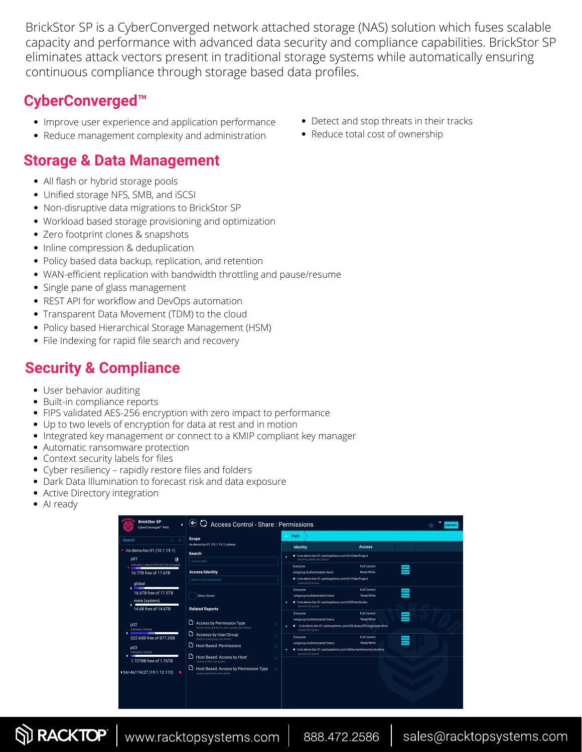BrickStor SP is a CyberConverged network attached storage (NAS) solution which fuses scalable capacity and performance with advanced data security and compliance capabilities. BrickStor SP eliminates attack vectors present in traditional storage systems while automatically ensuring continuous compliance through storage based data profiles.

## CyberConverged™

- Improve user experience and application performance
- Reduce management complexity and administration
- Detect and stop threats in their tracks
- Reduce total cost of ownership

## Storage & Data Management

- All flash or hybrid storage pools
- Unified storage NFS, SMB, and iSCSI
- Non-disruptive data migrations to BrickStor SP
- Workload based storage provisioning and optimization
- Zero footprint clones & snapshots
- Inline compression & deduplication
- Policy based data backup, replication, and retention
- WAN-efficient replication with bandwidth throttling and pause/resume
- Single pane of glass management
- REST API for workflow and DevOps automation
- Transparent Data Movement (TDM) to the cloud
- Policy based Hierarchical Storage Management (HSM)
- File Indexing for rapid file search and recovery

## Security & Compliance

- User behavior auditing
- Built-in compliance reports
- FIPS validated AES-256 encryption with zero impact to performance
- Up to two levels of encryption for data at rest and in motion
- Integrated key management or connect to a KMIP compliant key manager
- Automatic ransomware protection
- Context security labels for files
- Cyber resiliency – rapidly restore files and folders
- Dark Data Illumination to forecast risk and data exposure
- Active Directory integration
- AI ready

RACKTOP | www.racktopsystems.com | 888.472.2586 | sales@racktopsystems.com